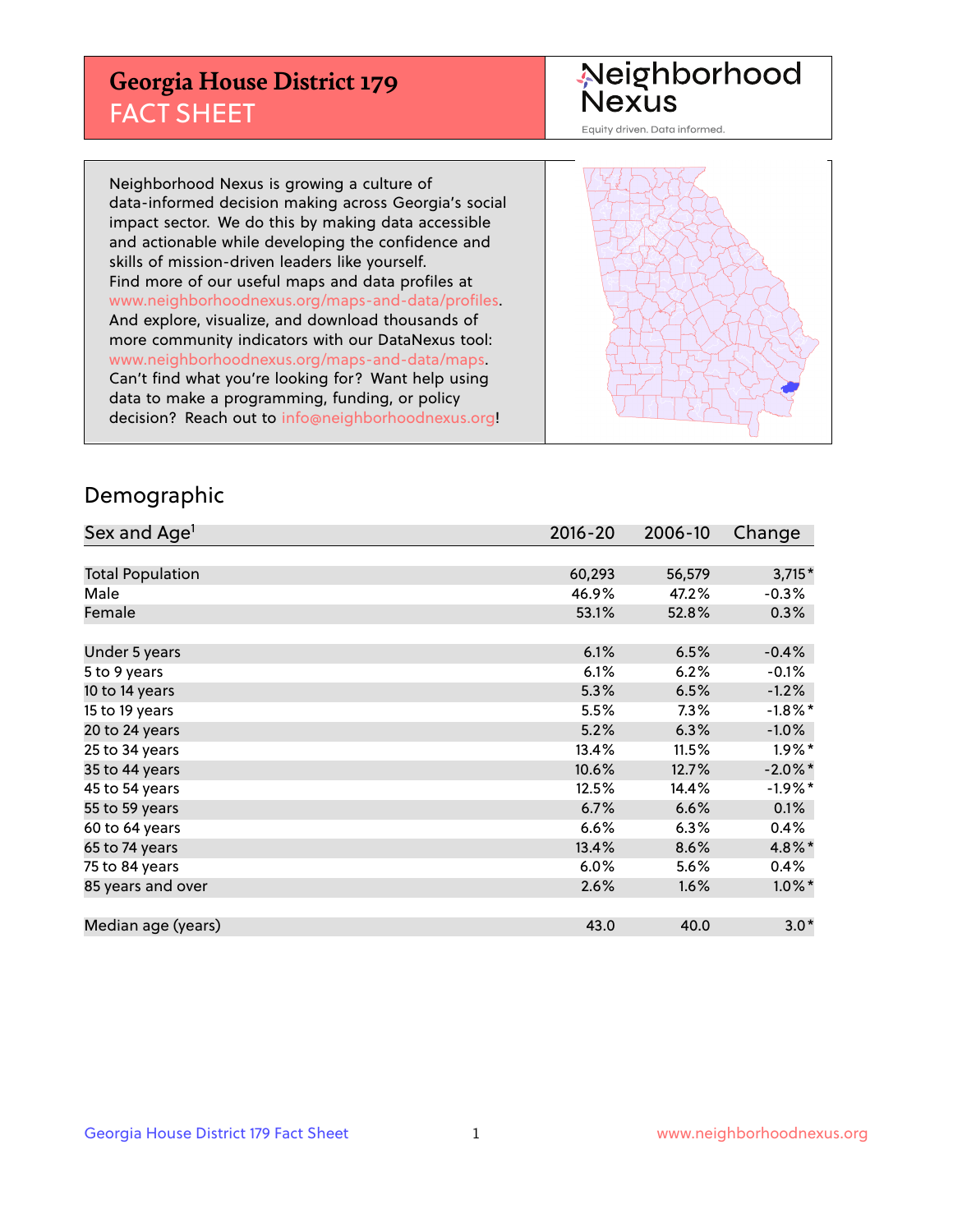# Georgia House District 179
## FACT SHEET

Neighborhood Nexus
Equity driven. Data informed.

Neighborhood Nexus is growing a culture of data-informed decision making across Georgia's social impact sector. We do this by making data accessible and actionable while developing the confidence and skills of mission-driven leaders like yourself. Find more of our useful maps and data profiles at www.neighborhoodnexus.org/maps-and-data/profiles. And explore, visualize, and download thousands of more community indicators with our DataNexus tool: www.neighborhoodnexus.org/maps-and-data/maps. Can't find what you're looking for? Want help using data to make a programming, funding, or policy decision? Reach out to info@neighborhoodnexus.org!

## Demographic

| Sex and Age[1] | 2016-20 | 2006-10 | Change |
|---|---|---|---|
| Total Population | 60,293 | 56,579 | 3,715* |
| Male | 46.9% | 47.2% | -0.3% |
| Female | 53.1% | 52.8% | 0.3% |
| | | | |
| Under 5 years | 6.1% | 6.5% | -0.4% |
| 5 to 9 years | 6.1% | 6.2% | -0.1% |
| 10 to 14 years | 5.3% | 6.5% | -1.2% |
| 15 to 19 years | 5.5% | 7.3% | -1.8%* |
| 20 to 24 years | 5.2% | 6.3% | -1.0% |
| 25 to 34 years | 13.4% | 11.5% | 1.9%* |
| 35 to 44 years | 10.6% | 12.7% | -2.0%* |
| 45 to 54 years | 12.5% | 14.4% | -1.9%* |
| 55 to 59 years | 6.7% | 6.6% | 0.1% |
| 60 to 64 years | 6.6% | 6.3% | 0.4% |
| 65 to 74 years | 13.4% | 8.6% | 4.8%* |
| 75 to 84 years | 6.0% | 5.6% | 0.4% |
| 85 years and over | 2.6% | 1.6% | 1.0%* |
| | | | |
| Median age (years) | 43.0 | 40.0 | 3.0* |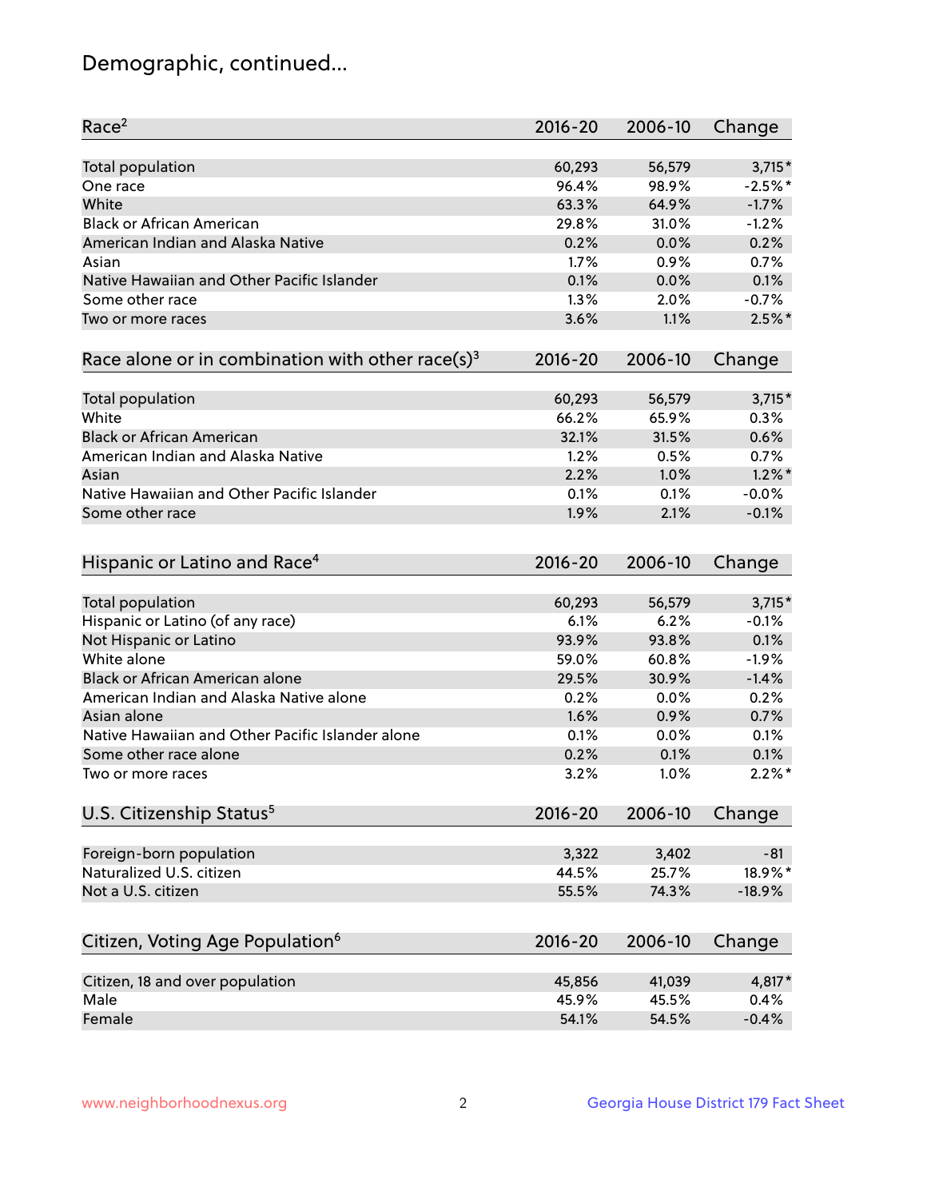## Demographic, continued...

| Race[2] | 2016-20 | 2006-10 | Change |
|---|---|---|---|
| Total population | 60,293 | 56,579 | 3,715* |
| One race | 96.4% | 98.9% | -2.5%* |
| White | 63.3% | 64.9% | -1.7% |
| Black or African American | 29.8% | 31.0% | -1.2% |
| American Indian and Alaska Native | 0.2% | 0.0% | 0.2% |
| Asian | 1.7% | 0.9% | 0.7% |
| Native Hawaiian and Other Pacific Islander | 0.1% | 0.0% | 0.1% |
| Some other race | 1.3% | 2.0% | -0.7% |
| Two or more races | 3.6% | 1.1% | 2.5%* |

| Race alone or in combination with other race(s)[3] | 2016-20 | 2006-10 | Change |
|---|---|---|---|
| Total population | 60,293 | 56,579 | 3,715* |
| White | 66.2% | 65.9% | 0.3% |
| Black or African American | 32.1% | 31.5% | 0.6% |
| American Indian and Alaska Native | 1.2% | 0.5% | 0.7% |
| Asian | 2.2% | 1.0% | 1.2%* |
| Native Hawaiian and Other Pacific Islander | 0.1% | 0.1% | -0.0% |
| Some other race | 1.9% | 2.1% | -0.1% |

| Hispanic or Latino and Race[4] | 2016-20 | 2006-10 | Change |
|---|---|---|---|
| Total population | 60,293 | 56,579 | 3,715* |
| Hispanic or Latino (of any race) | 6.1% | 6.2% | -0.1% |
| Not Hispanic or Latino | 93.9% | 93.8% | 0.1% |
| White alone | 59.0% | 60.8% | -1.9% |
| Black or African American alone | 29.5% | 30.9% | -1.4% |
| American Indian and Alaska Native alone | 0.2% | 0.0% | 0.2% |
| Asian alone | 1.6% | 0.9% | 0.7% |
| Native Hawaiian and Other Pacific Islander alone | 0.1% | 0.0% | 0.1% |
| Some other race alone | 0.2% | 0.1% | 0.1% |
| Two or more races | 3.2% | 1.0% | 2.2%* |

| U.S. Citizenship Status[5] | 2016-20 | 2006-10 | Change |
|---|---|---|---|
| Foreign-born population | 3,322 | 3,402 | -81 |
| Naturalized U.S. citizen | 44.5% | 25.7% | 18.9%* |
| Not a U.S. citizen | 55.5% | 74.3% | -18.9% |

| Citizen, Voting Age Population[6] | 2016-20 | 2006-10 | Change |
|---|---|---|---|
| Citizen, 18 and over population | 45,856 | 41,039 | 4,817* |
| Male | 45.9% | 45.5% | 0.4% |
| Female | 54.1% | 54.5% | -0.4% |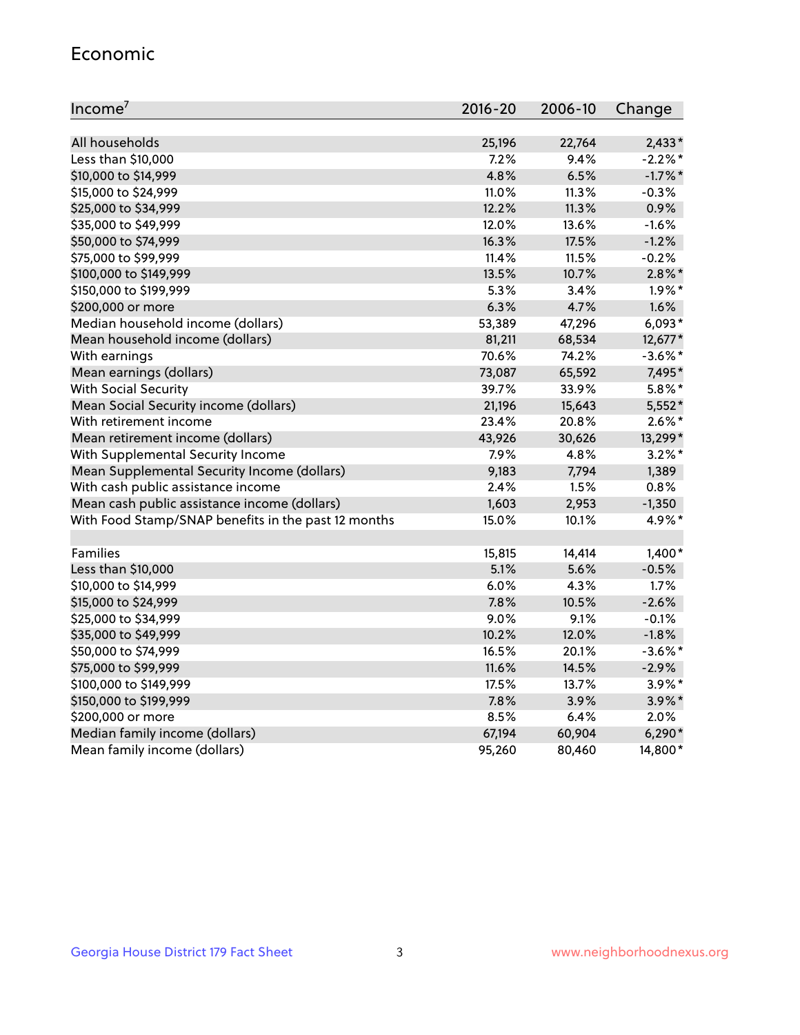## Economic

| Income[7] | 2016-20 | 2006-10 | Change |
|---|---|---|---|
| All households | 25,196 | 22,764 | 2,433* |
| Less than $10,000 | 7.2% | 9.4% | -2.2%* |
| $10,000 to $14,999 | 4.8% | 6.5% | -1.7%* |
| $15,000 to $24,999 | 11.0% | 11.3% | -0.3% |
| $25,000 to $34,999 | 12.2% | 11.3% | 0.9% |
| $35,000 to $49,999 | 12.0% | 13.6% | -1.6% |
| $50,000 to $74,999 | 16.3% | 17.5% | -1.2% |
| $75,000 to $99,999 | 11.4% | 11.5% | -0.2% |
| $100,000 to $149,999 | 13.5% | 10.7% | 2.8%* |
| $150,000 to $199,999 | 5.3% | 3.4% | 1.9%* |
| $200,000 or more | 6.3% | 4.7% | 1.6% |
| Median household income (dollars) | 53,389 | 47,296 | 6,093* |
| Mean household income (dollars) | 81,211 | 68,534 | 12,677* |
| With earnings | 70.6% | 74.2% | -3.6%* |
| Mean earnings (dollars) | 73,087 | 65,592 | 7,495* |
| With Social Security | 39.7% | 33.9% | 5.8%* |
| Mean Social Security income (dollars) | 21,196 | 15,643 | 5,552* |
| With retirement income | 23.4% | 20.8% | 2.6%* |
| Mean retirement income (dollars) | 43,926 | 30,626 | 13,299* |
| With Supplemental Security Income | 7.9% | 4.8% | 3.2%* |
| Mean Supplemental Security Income (dollars) | 9,183 | 7,794 | 1,389 |
| With cash public assistance income | 2.4% | 1.5% | 0.8% |
| Mean cash public assistance income (dollars) | 1,603 | 2,953 | -1,350 |
| With Food Stamp/SNAP benefits in the past 12 months | 15.0% | 10.1% | 4.9%* |
| | | | |
| Families | 15,815 | 14,414 | 1,400* |
| Less than $10,000 | 5.1% | 5.6% | -0.5% |
| $10,000 to $14,999 | 6.0% | 4.3% | 1.7% |
| $15,000 to $24,999 | 7.8% | 10.5% | -2.6% |
| $25,000 to $34,999 | 9.0% | 9.1% | -0.1% |
| $35,000 to $49,999 | 10.2% | 12.0% | -1.8% |
| $50,000 to $74,999 | 16.5% | 20.1% | -3.6%* |
| $75,000 to $99,999 | 11.6% | 14.5% | -2.9% |
| $100,000 to $149,999 | 17.5% | 13.7% | 3.9%* |
| $150,000 to $199,999 | 7.8% | 3.9% | 3.9%* |
| $200,000 or more | 8.5% | 6.4% | 2.0% |
| Median family income (dollars) | 67,194 | 60,904 | 6,290* |
| Mean family income (dollars) | 95,260 | 80,460 | 14,800* |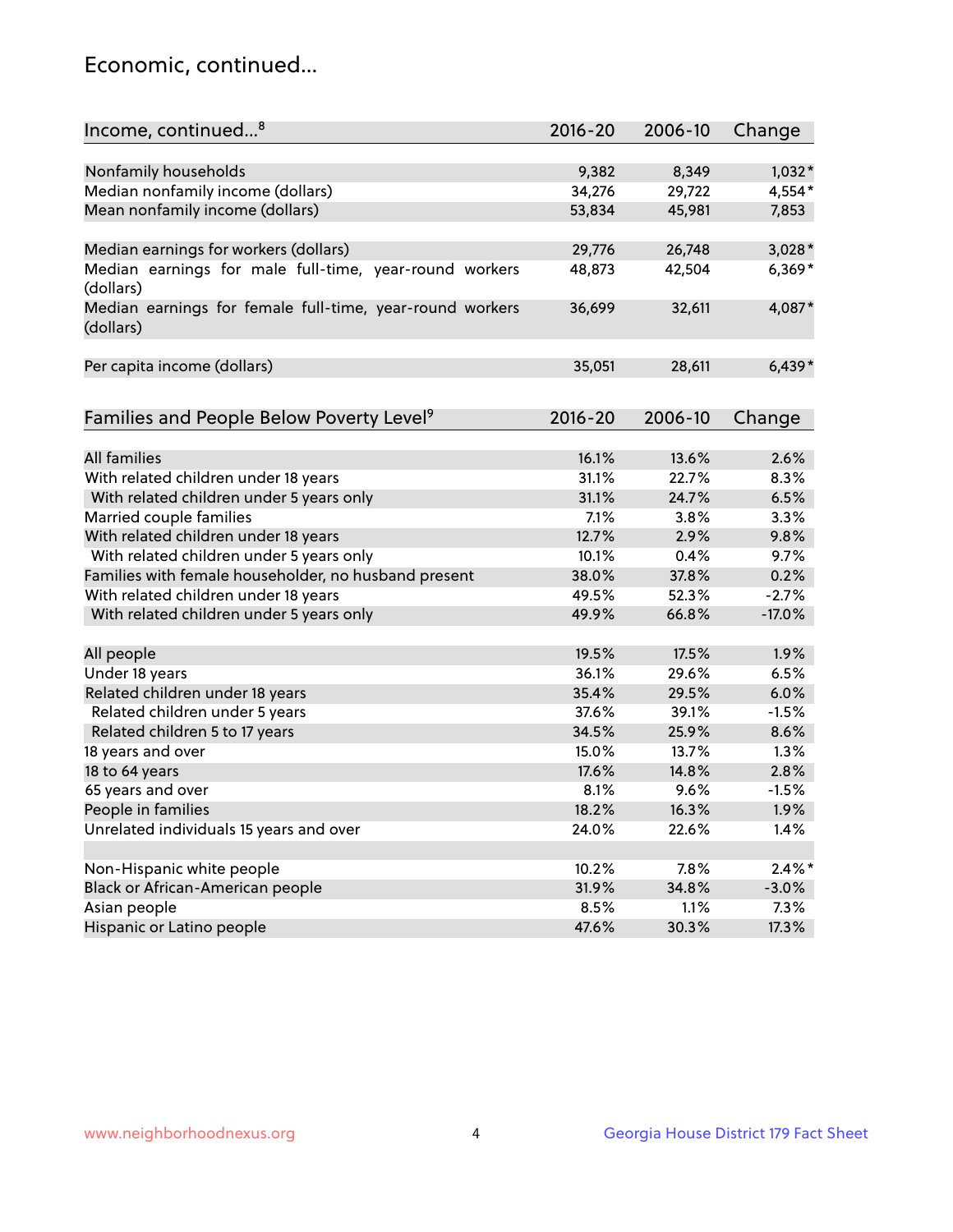## Economic, continued...

| Income, continued...[8] | 2016-20 | 2006-10 | Change |
|---|---|---|---|
| Nonfamily households | 9,382 | 8,349 | 1,032* |
| Median nonfamily income (dollars) | 34,276 | 29,722 | 4,554* |
| Mean nonfamily income (dollars) | 53,834 | 45,981 | 7,853 |
| Median earnings for workers (dollars) | 29,776 | 26,748 | 3,028* |
| Median earnings for male full-time, year-round workers (dollars) | 48,873 | 42,504 | 6,369* |
| Median earnings for female full-time, year-round workers (dollars) | 36,699 | 32,611 | 4,087* |
| Per capita income (dollars) | 35,051 | 28,611 | 6,439* |

| Families and People Below Poverty Level[9] | 2016-20 | 2006-10 | Change |
|---|---|---|---|
| All families | 16.1% | 13.6% | 2.6% |
| With related children under 18 years | 31.1% | 22.7% | 8.3% |
| With related children under 5 years only | 31.1% | 24.7% | 6.5% |
| Married couple families | 7.1% | 3.8% | 3.3% |
| With related children under 18 years | 12.7% | 2.9% | 9.8% |
| With related children under 5 years only | 10.1% | 0.4% | 9.7% |
| Families with female householder, no husband present | 38.0% | 37.8% | 0.2% |
| With related children under 18 years | 49.5% | 52.3% | -2.7% |
| With related children under 5 years only | 49.9% | 66.8% | -17.0% |
| All people | 19.5% | 17.5% | 1.9% |
| Under 18 years | 36.1% | 29.6% | 6.5% |
| Related children under 18 years | 35.4% | 29.5% | 6.0% |
| Related children under 5 years | 37.6% | 39.1% | -1.5% |
| Related children 5 to 17 years | 34.5% | 25.9% | 8.6% |
| 18 years and over | 15.0% | 13.7% | 1.3% |
| 18 to 64 years | 17.6% | 14.8% | 2.8% |
| 65 years and over | 8.1% | 9.6% | -1.5% |
| People in families | 18.2% | 16.3% | 1.9% |
| Unrelated individuals 15 years and over | 24.0% | 22.6% | 1.4% |
| Non-Hispanic white people | 10.2% | 7.8% | 2.4%* |
| Black or African-American people | 31.9% | 34.8% | -3.0% |
| Asian people | 8.5% | 1.1% | 7.3% |
| Hispanic or Latino people | 47.6% | 30.3% | 17.3% |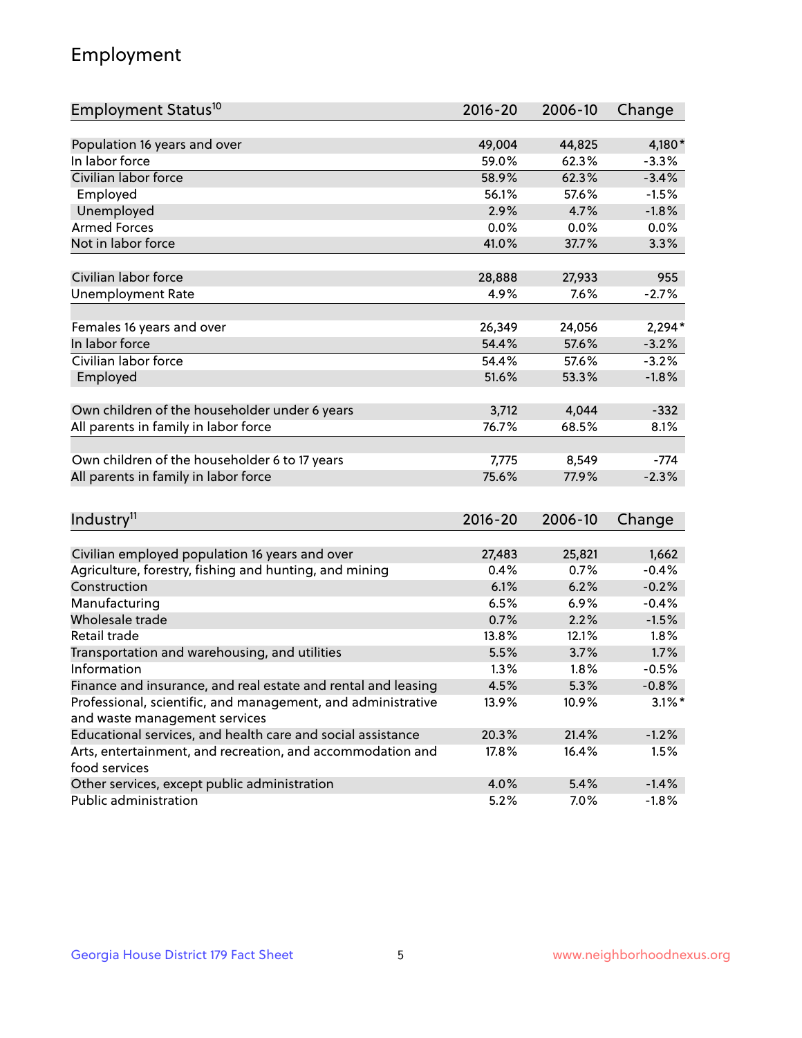# Employment

| Employment Status[10] | 2016-20 | 2006-10 | Change |
|---|---|---|---|
| Population 16 years and over | 49,004 | 44,825 | 4,180* |
| In labor force | 59.0% | 62.3% | -3.3% |
| Civilian labor force | 58.9% | 62.3% | -3.4% |
| Employed | 56.1% | 57.6% | -1.5% |
| Unemployed | 2.9% | 4.7% | -1.8% |
| Armed Forces | 0.0% | 0.0% | 0.0% |
| Not in labor force | 41.0% | 37.7% | 3.3% |
| | | | |
| Civilian labor force | 28,888 | 27,933 | 955 |
| Unemployment Rate | 4.9% | 7.6% | -2.7% |
| | | | |
| Females 16 years and over | 26,349 | 24,056 | 2,294* |
| In labor force | 54.4% | 57.6% | -3.2% |
| Civilian labor force | 54.4% | 57.6% | -3.2% |
| Employed | 51.6% | 53.3% | -1.8% |
| | | | |
| Own children of the householder under 6 years | 3,712 | 4,044 | -332 |
| All parents in family in labor force | 76.7% | 68.5% | 8.1% |
| | | | |
| Own children of the householder 6 to 17 years | 7,775 | 8,549 | -774 |
| All parents in family in labor force | 75.6% | 77.9% | -2.3% |

| Industry[11] | 2016-20 | 2006-10 | Change |
|---|---|---|---|
| Civilian employed population 16 years and over | 27,483 | 25,821 | 1,662 |
| Agriculture, forestry, fishing and hunting, and mining | 0.4% | 0.7% | -0.4% |
| Construction | 6.1% | 6.2% | -0.2% |
| Manufacturing | 6.5% | 6.9% | -0.4% |
| Wholesale trade | 0.7% | 2.2% | -1.5% |
| Retail trade | 13.8% | 12.1% | 1.8% |
| Transportation and warehousing, and utilities | 5.5% | 3.7% | 1.7% |
| Information | 1.3% | 1.8% | -0.5% |
| Finance and insurance, and real estate and rental and leasing | 4.5% | 5.3% | -0.8% |
| Professional, scientific, and management, and administrative and waste management services | 13.9% | 10.9% | 3.1%* |
| Educational services, and health care and social assistance | 20.3% | 21.4% | -1.2% |
| Arts, entertainment, and recreation, and accommodation and food services | 17.8% | 16.4% | 1.5% |
| Other services, except public administration | 4.0% | 5.4% | -1.4% |
| Public administration | 5.2% | 7.0% | -1.8% |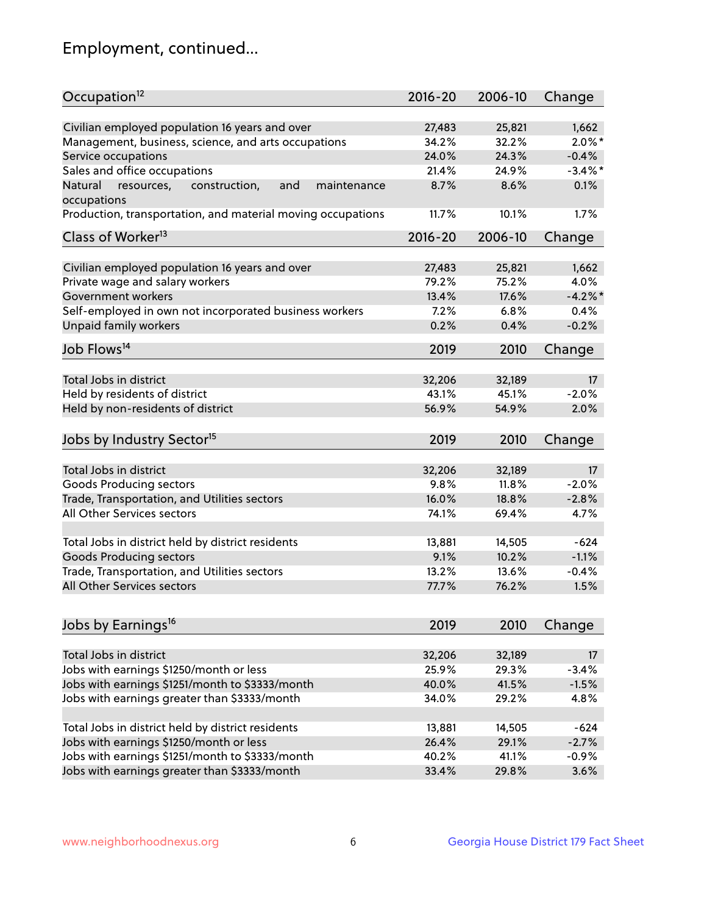# Employment, continued...

| Occupation[12] | 2016-20 | 2006-10 | Change |
|---|---|---|---|
| Civilian employed population 16 years and over | 27,483 | 25,821 | 1,662 |
| Management, business, science, and arts occupations | 34.2% | 32.2% | 2.0%* |
| Service occupations | 24.0% | 24.3% | -0.4% |
| Sales and office occupations | 21.4% | 24.9% | -3.4%* |
| Natural resources, construction, and maintenance occupations | 8.7% | 8.6% | 0.1% |
| Production, transportation, and material moving occupations | 11.7% | 10.1% | 1.7% |

| Class of Worker[13] | 2016-20 | 2006-10 | Change |
|---|---|---|---|
| Civilian employed population 16 years and over | 27,483 | 25,821 | 1,662 |
| Private wage and salary workers | 79.2% | 75.2% | 4.0% |
| Government workers | 13.4% | 17.6% | -4.2%* |
| Self-employed in own not incorporated business workers | 7.2% | 6.8% | 0.4% |
| Unpaid family workers | 0.2% | 0.4% | -0.2% |

| Job Flows[14] | 2019 | 2010 | Change |
|---|---|---|---|
| Total Jobs in district | 32,206 | 32,189 | 17 |
| Held by residents of district | 43.1% | 45.1% | -2.0% |
| Held by non-residents of district | 56.9% | 54.9% | 2.0% |

| Jobs by Industry Sector[15] | 2019 | 2010 | Change |
|---|---|---|---|
| Total Jobs in district | 32,206 | 32,189 | 17 |
| Goods Producing sectors | 9.8% | 11.8% | -2.0% |
| Trade, Transportation, and Utilities sectors | 16.0% | 18.8% | -2.8% |
| All Other Services sectors | 74.1% | 69.4% | 4.7% |
| | | | |
| Total Jobs in district held by district residents | 13,881 | 14,505 | -624 |
| Goods Producing sectors | 9.1% | 10.2% | -1.1% |
| Trade, Transportation, and Utilities sectors | 13.2% | 13.6% | -0.4% |
| All Other Services sectors | 77.7% | 76.2% | 1.5% |

| Jobs by Earnings[16] | 2019 | 2010 | Change |
|---|---|---|---|
| Total Jobs in district | 32,206 | 32,189 | 17 |
| Jobs with earnings $1250/month or less | 25.9% | 29.3% | -3.4% |
| Jobs with earnings $1251/month to $3333/month | 40.0% | 41.5% | -1.5% |
| Jobs with earnings greater than $3333/month | 34.0% | 29.2% | 4.8% |
| | | | |
| Total Jobs in district held by district residents | 13,881 | 14,505 | -624 |
| Jobs with earnings $1250/month or less | 26.4% | 29.1% | -2.7% |
| Jobs with earnings $1251/month to $3333/month | 40.2% | 41.1% | -0.9% |
| Jobs with earnings greater than $3333/month | 33.4% | 29.8% | 3.6% |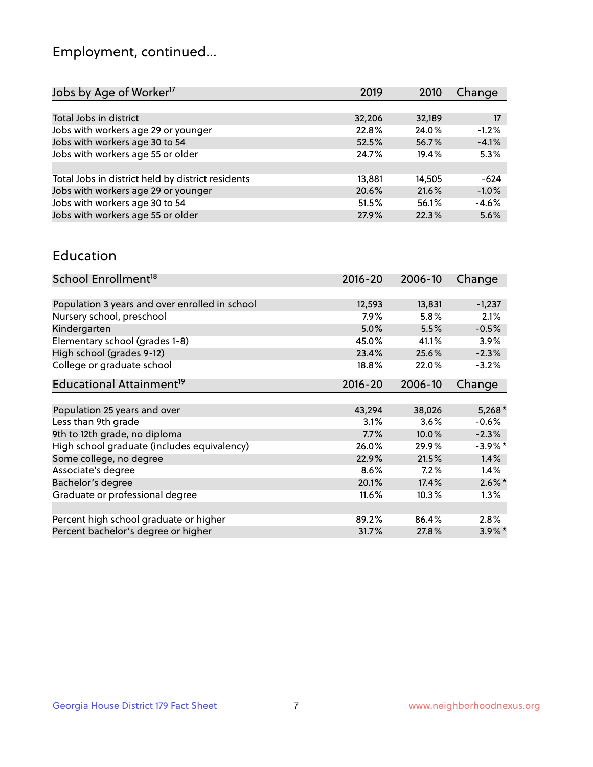# Employment, continued...

| Jobs by Age of Worker[17] | 2019 | 2010 | Change |
|---|---|---|---|
| Total Jobs in district | 32,206 | 32,189 | 17 |
| Jobs with workers age 29 or younger | 22.8% | 24.0% | -1.2% |
| Jobs with workers age 30 to 54 | 52.5% | 56.7% | -4.1% |
| Jobs with workers age 55 or older | 24.7% | 19.4% | 5.3% |
| | | | |
| Total Jobs in district held by district residents | 13,881 | 14,505 | -624 |
| Jobs with workers age 29 or younger | 20.6% | 21.6% | -1.0% |
| Jobs with workers age 30 to 54 | 51.5% | 56.1% | -4.6% |
| Jobs with workers age 55 or older | 27.9% | 22.3% | 5.6% |

## Education

| School Enrollment[18] | 2016-20 | 2006-10 | Change |
|---|---|---|---|
| Population 3 years and over enrolled in school | 12,593 | 13,831 | -1,237 |
| Nursery school, preschool | 7.9% | 5.8% | 2.1% |
| Kindergarten | 5.0% | 5.5% | -0.5% |
| Elementary school (grades 1-8) | 45.0% | 41.1% | 3.9% |
| High school (grades 9-12) | 23.4% | 25.6% | -2.3% |
| College or graduate school | 18.8% | 22.0% | -3.2% |

| Educational Attainment[19] | 2016-20 | 2006-10 | Change |
|---|---|---|---|
| Population 25 years and over | 43,294 | 38,026 | 5,268* |
| Less than 9th grade | 3.1% | 3.6% | -0.6% |
| 9th to 12th grade, no diploma | 7.7% | 10.0% | -2.3% |
| High school graduate (includes equivalency) | 26.0% | 29.9% | -3.9%* |
| Some college, no degree | 22.9% | 21.5% | 1.4% |
| Associate's degree | 8.6% | 7.2% | 1.4% |
| Bachelor's degree | 20.1% | 17.4% | 2.6%* |
| Graduate or professional degree | 11.6% | 10.3% | 1.3% |
| | | | |
| Percent high school graduate or higher | 89.2% | 86.4% | 2.8% |
| Percent bachelor's degree or higher | 31.7% | 27.8% | 3.9%* |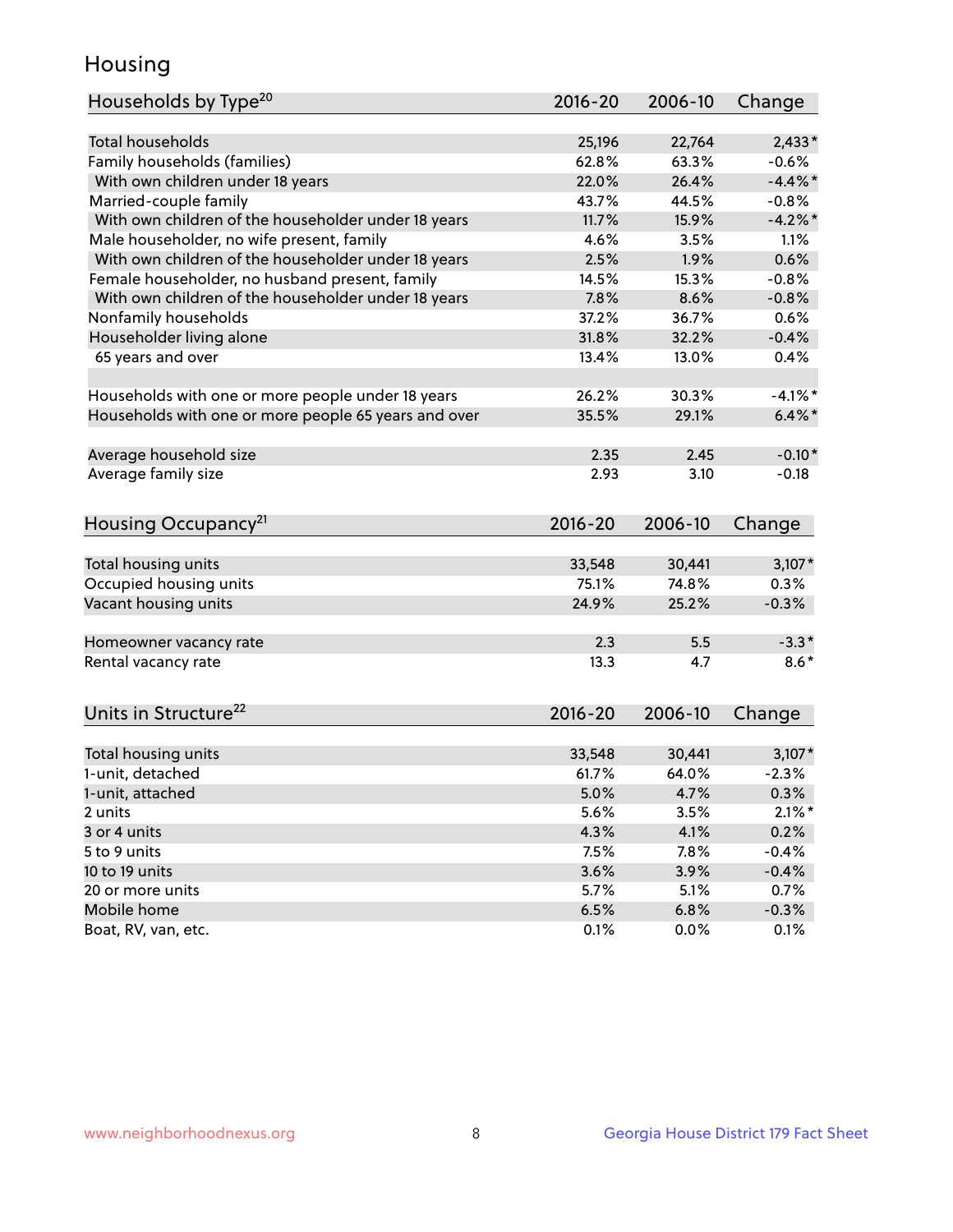## Housing

| Households by Type[20] | 2016-20 | 2006-10 | Change |
|---|---|---|---|
| Total households | 25,196 | 22,764 | 2,433* |
| Family households (families) | 62.8% | 63.3% | -0.6% |
| With own children under 18 years | 22.0% | 26.4% | -4.4%* |
| Married-couple family | 43.7% | 44.5% | -0.8% |
| With own children of the householder under 18 years | 11.7% | 15.9% | -4.2%* |
| Male householder, no wife present, family | 4.6% | 3.5% | 1.1% |
| With own children of the householder under 18 years | 2.5% | 1.9% | 0.6% |
| Female householder, no husband present, family | 14.5% | 15.3% | -0.8% |
| With own children of the householder under 18 years | 7.8% | 8.6% | -0.8% |
| Nonfamily households | 37.2% | 36.7% | 0.6% |
| Householder living alone | 31.8% | 32.2% | -0.4% |
| 65 years and over | 13.4% | 13.0% | 0.4% |
| | | | |
| Households with one or more people under 18 years | 26.2% | 30.3% | -4.1%* |
| Households with one or more people 65 years and over | 35.5% | 29.1% | 6.4%* |
| | | | |
| Average household size | 2.35 | 2.45 | -0.10* |
| Average family size | 2.93 | 3.10 | -0.18 |

| Housing Occupancy[21] | 2016-20 | 2006-10 | Change |
|---|---|---|---|
| Total housing units | 33,548 | 30,441 | 3,107* |
| Occupied housing units | 75.1% | 74.8% | 0.3% |
| Vacant housing units | 24.9% | 25.2% | -0.3% |
| | | | |
| Homeowner vacancy rate | 2.3 | 5.5 | -3.3* |
| Rental vacancy rate | 13.3 | 4.7 | 8.6* |

| Units in Structure[22] | 2016-20 | 2006-10 | Change |
|---|---|---|---|
| Total housing units | 33,548 | 30,441 | 3,107* |
| 1-unit, detached | 61.7% | 64.0% | -2.3% |
| 1-unit, attached | 5.0% | 4.7% | 0.3% |
| 2 units | 5.6% | 3.5% | 2.1%* |
| 3 or 4 units | 4.3% | 4.1% | 0.2% |
| 5 to 9 units | 7.5% | 7.8% | -0.4% |
| 10 to 19 units | 3.6% | 3.9% | -0.4% |
| 20 or more units | 5.7% | 5.1% | 0.7% |
| Mobile home | 6.5% | 6.8% | -0.3% |
| Boat, RV, van, etc. | 0.1% | 0.0% | 0.1% |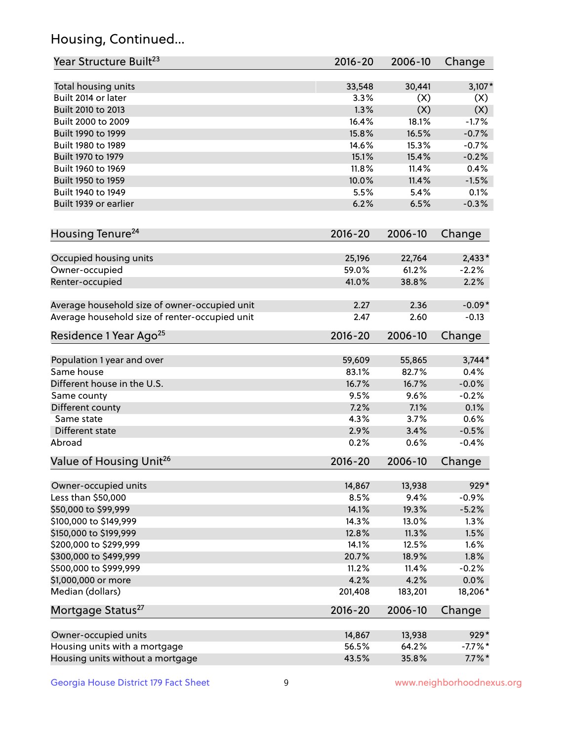# Housing, Continued...

| Year Structure Built[23] | 2016-20 | 2006-10 | Change |
|---|---|---|---|
| Total housing units | 33,548 | 30,441 | 3,107* |
| Built 2014 or later | 3.3% | (X) | (X) |
| Built 2010 to 2013 | 1.3% | (X) | (X) |
| Built 2000 to 2009 | 16.4% | 18.1% | -1.7% |
| Built 1990 to 1999 | 15.8% | 16.5% | -0.7% |
| Built 1980 to 1989 | 14.6% | 15.3% | -0.7% |
| Built 1970 to 1979 | 15.1% | 15.4% | -0.2% |
| Built 1960 to 1969 | 11.8% | 11.4% | 0.4% |
| Built 1950 to 1959 | 10.0% | 11.4% | -1.5% |
| Built 1940 to 1949 | 5.5% | 5.4% | 0.1% |
| Built 1939 or earlier | 6.2% | 6.5% | -0.3% |

| Housing Tenure[24] | 2016-20 | 2006-10 | Change |
|---|---|---|---|
| Occupied housing units | 25,196 | 22,764 | 2,433* |
| Owner-occupied | 59.0% | 61.2% | -2.2% |
| Renter-occupied | 41.0% | 38.8% | 2.2% |
| Average household size of owner-occupied unit | 2.27 | 2.36 | -0.09* |
| Average household size of renter-occupied unit | 2.47 | 2.60 | -0.13 |

| Residence 1 Year Ago[25] | 2016-20 | 2006-10 | Change |
|---|---|---|---|
| Population 1 year and over | 59,609 | 55,865 | 3,744* |
| Same house | 83.1% | 82.7% | 0.4% |
| Different house in the U.S. | 16.7% | 16.7% | -0.0% |
| Same county | 9.5% | 9.6% | -0.2% |
| Different county | 7.2% | 7.1% | 0.1% |
| Same state | 4.3% | 3.7% | 0.6% |
| Different state | 2.9% | 3.4% | -0.5% |
| Abroad | 0.2% | 0.6% | -0.4% |

| Value of Housing Unit[26] | 2016-20 | 2006-10 | Change |
|---|---|---|---|
| Owner-occupied units | 14,867 | 13,938 | 929* |
| Less than $50,000 | 8.5% | 9.4% | -0.9% |
| $50,000 to $99,999 | 14.1% | 19.3% | -5.2% |
| $100,000 to $149,999 | 14.3% | 13.0% | 1.3% |
| $150,000 to $199,999 | 12.8% | 11.3% | 1.5% |
| $200,000 to $299,999 | 14.1% | 12.5% | 1.6% |
| $300,000 to $499,999 | 20.7% | 18.9% | 1.8% |
| $500,000 to $999,999 | 11.2% | 11.4% | -0.2% |
| $1,000,000 or more | 4.2% | 4.2% | 0.0% |
| Median (dollars) | 201,408 | 183,201 | 18,206* |

| Mortgage Status[27] | 2016-20 | 2006-10 | Change |
|---|---|---|---|
| Owner-occupied units | 14,867 | 13,938 | 929* |
| Housing units with a mortgage | 56.5% | 64.2% | -7.7%* |
| Housing units without a mortgage | 43.5% | 35.8% | 7.7%* |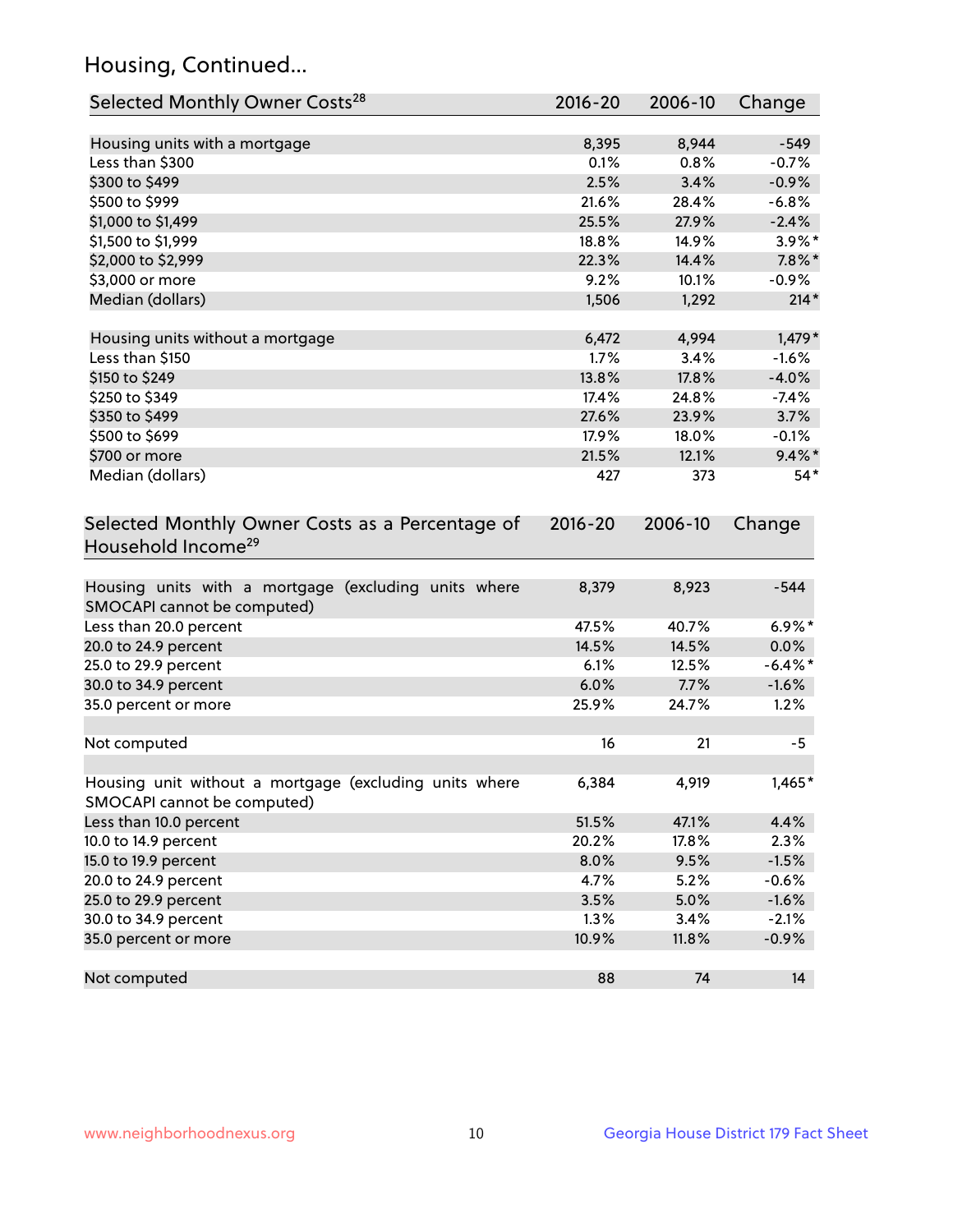## Housing, Continued...

| Selected Monthly Owner Costs[28] | 2016-20 | 2006-10 | Change |
|---|---|---|---|
| Housing units with a mortgage | 8,395 | 8,944 | -549 |
| Less than $300 | 0.1% | 0.8% | -0.7% |
| $300 to $499 | 2.5% | 3.4% | -0.9% |
| $500 to $999 | 21.6% | 28.4% | -6.8% |
| $1,000 to $1,499 | 25.5% | 27.9% | -2.4% |
| $1,500 to $1,999 | 18.8% | 14.9% | 3.9%* |
| $2,000 to $2,999 | 22.3% | 14.4% | 7.8%* |
| $3,000 or more | 9.2% | 10.1% | -0.9% |
| Median (dollars) | 1,506 | 1,292 | 214* |
| Housing units without a mortgage | 6,472 | 4,994 | 1,479* |
| Less than $150 | 1.7% | 3.4% | -1.6% |
| $150 to $249 | 13.8% | 17.8% | -4.0% |
| $250 to $349 | 17.4% | 24.8% | -7.4% |
| $350 to $499 | 27.6% | 23.9% | 3.7% |
| $500 to $699 | 17.9% | 18.0% | -0.1% |
| $700 or more | 21.5% | 12.1% | 9.4%* |
| Median (dollars) | 427 | 373 | 54* |

| Selected Monthly Owner Costs as a Percentage of Household Income[29] | 2016-20 | 2006-10 | Change |
|---|---|---|---|
| Housing units with a mortgage (excluding units where SMOCAPI cannot be computed) | 8,379 | 8,923 | -544 |
| Less than 20.0 percent | 47.5% | 40.7% | 6.9%* |
| 20.0 to 24.9 percent | 14.5% | 14.5% | 0.0% |
| 25.0 to 29.9 percent | 6.1% | 12.5% | -6.4%* |
| 30.0 to 34.9 percent | 6.0% | 7.7% | -1.6% |
| 35.0 percent or more | 25.9% | 24.7% | 1.2% |
| Not computed | 16 | 21 | -5 |
| Housing unit without a mortgage (excluding units where SMOCAPI cannot be computed) | 6,384 | 4,919 | 1,465* |
| Less than 10.0 percent | 51.5% | 47.1% | 4.4% |
| 10.0 to 14.9 percent | 20.2% | 17.8% | 2.3% |
| 15.0 to 19.9 percent | 8.0% | 9.5% | -1.5% |
| 20.0 to 24.9 percent | 4.7% | 5.2% | -0.6% |
| 25.0 to 29.9 percent | 3.5% | 5.0% | -1.6% |
| 30.0 to 34.9 percent | 1.3% | 3.4% | -2.1% |
| 35.0 percent or more | 10.9% | 11.8% | -0.9% |
| Not computed | 88 | 74 | 14 |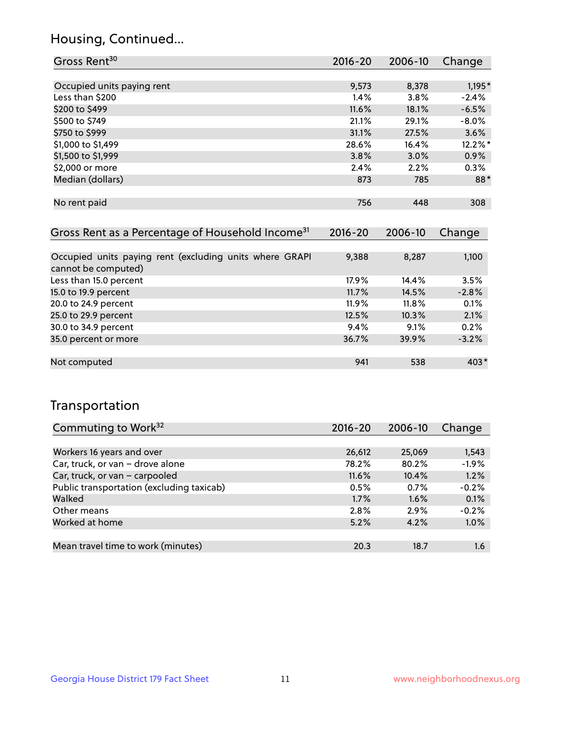## Housing, Continued...

| Gross Rent[30] | 2016-20 | 2006-10 | Change |
|---|---|---|---|
| Occupied units paying rent | 9,573 | 8,378 | 1,195* |
| Less than $200 | 1.4% | 3.8% | -2.4% |
| $200 to $499 | 11.6% | 18.1% | -6.5% |
| $500 to $749 | 21.1% | 29.1% | -8.0% |
| $750 to $999 | 31.1% | 27.5% | 3.6% |
| $1,000 to $1,499 | 28.6% | 16.4% | 12.2%* |
| $1,500 to $1,999 | 3.8% | 3.0% | 0.9% |
| $2,000 or more | 2.4% | 2.2% | 0.3% |
| Median (dollars) | 873 | 785 | 88* |
| No rent paid | 756 | 448 | 308 |

| Gross Rent as a Percentage of Household Income[31] | 2016-20 | 2006-10 | Change |
|---|---|---|---|
| Occupied units paying rent (excluding units where GRAPI cannot be computed) | 9,388 | 8,287 | 1,100 |
| Less than 15.0 percent | 17.9% | 14.4% | 3.5% |
| 15.0 to 19.9 percent | 11.7% | 14.5% | -2.8% |
| 20.0 to 24.9 percent | 11.9% | 11.8% | 0.1% |
| 25.0 to 29.9 percent | 12.5% | 10.3% | 2.1% |
| 30.0 to 34.9 percent | 9.4% | 9.1% | 0.2% |
| 35.0 percent or more | 36.7% | 39.9% | -3.2% |
| Not computed | 941 | 538 | 403* |

## Transportation

| Commuting to Work[32] | 2016-20 | 2006-10 | Change |
|---|---|---|---|
| Workers 16 years and over | 26,612 | 25,069 | 1,543 |
| Car, truck, or van – drove alone | 78.2% | 80.2% | -1.9% |
| Car, truck, or van – carpooled | 11.6% | 10.4% | 1.2% |
| Public transportation (excluding taxicab) | 0.5% | 0.7% | -0.2% |
| Walked | 1.7% | 1.6% | 0.1% |
| Other means | 2.8% | 2.9% | -0.2% |
| Worked at home | 5.2% | 4.2% | 1.0% |
| Mean travel time to work (minutes) | 20.3 | 18.7 | 1.6 |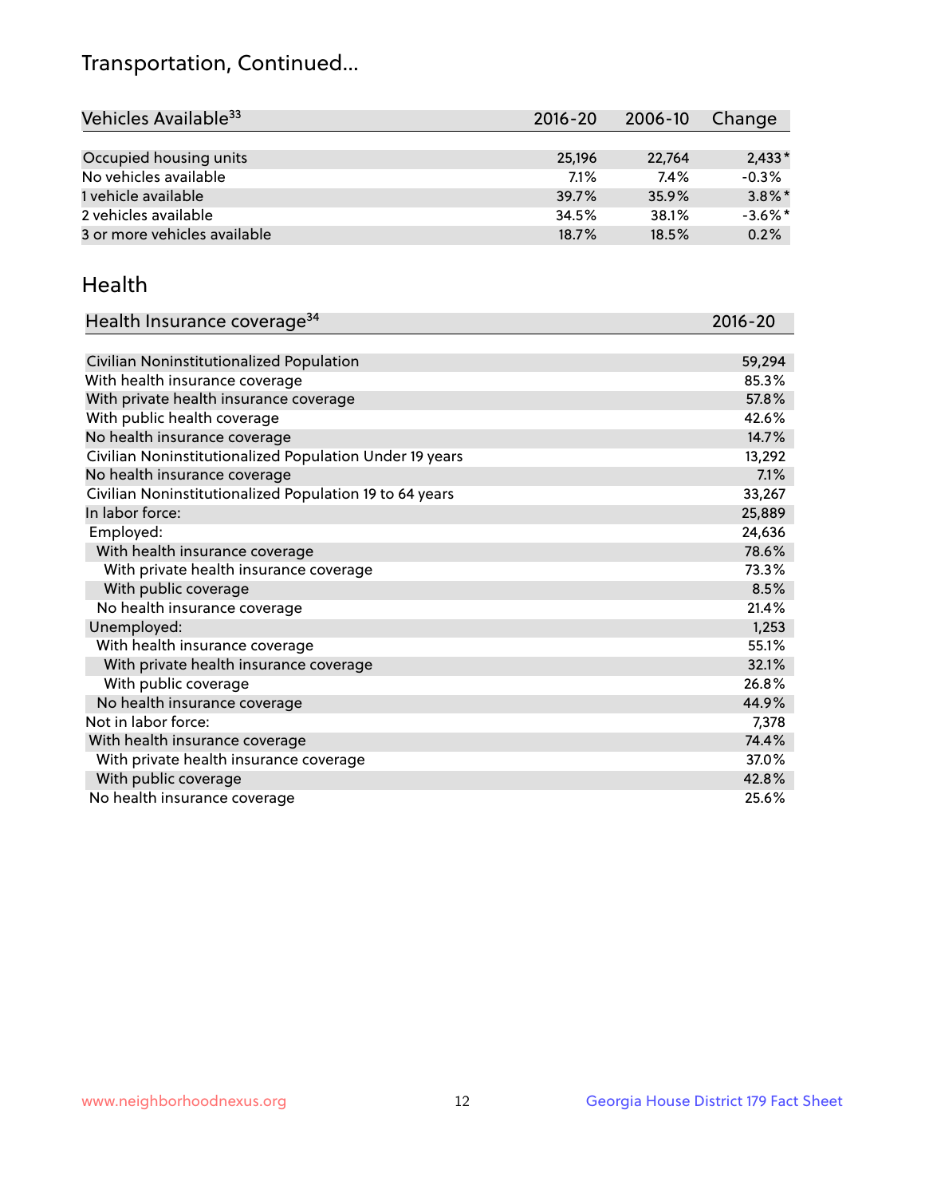# Transportation, Continued...

| Vehicles Available[33] | 2016-20 | 2006-10 | Change |
|---|---|---|---|
| Occupied housing units | 25,196 | 22,764 | 2,433* |
| No vehicles available | 7.1% | 7.4% | -0.3% |
| 1 vehicle available | 39.7% | 35.9% | 3.8%* |
| 2 vehicles available | 34.5% | 38.1% | -3.6%* |
| 3 or more vehicles available | 18.7% | 18.5% | 0.2% |

## Health

| Health Insurance coverage[34] | 2016-20 |
|---|---|
| Civilian Noninstitutionalized Population | 59,294 |
| With health insurance coverage | 85.3% |
| With private health insurance coverage | 57.8% |
| With public health coverage | 42.6% |
| No health insurance coverage | 14.7% |
| Civilian Noninstitutionalized Population Under 19 years | 13,292 |
| No health insurance coverage | 7.1% |
| Civilian Noninstitutionalized Population 19 to 64 years | 33,267 |
| In labor force: | 25,889 |
| Employed: | 24,636 |
| With health insurance coverage | 78.6% |
| With private health insurance coverage | 73.3% |
| With public coverage | 8.5% |
| No health insurance coverage | 21.4% |
| Unemployed: | 1,253 |
| With health insurance coverage | 55.1% |
| With private health insurance coverage | 32.1% |
| With public coverage | 26.8% |
| No health insurance coverage | 44.9% |
| Not in labor force: | 7,378 |
| With health insurance coverage | 74.4% |
| With private health insurance coverage | 37.0% |
| With public coverage | 42.8% |
| No health insurance coverage | 25.6% |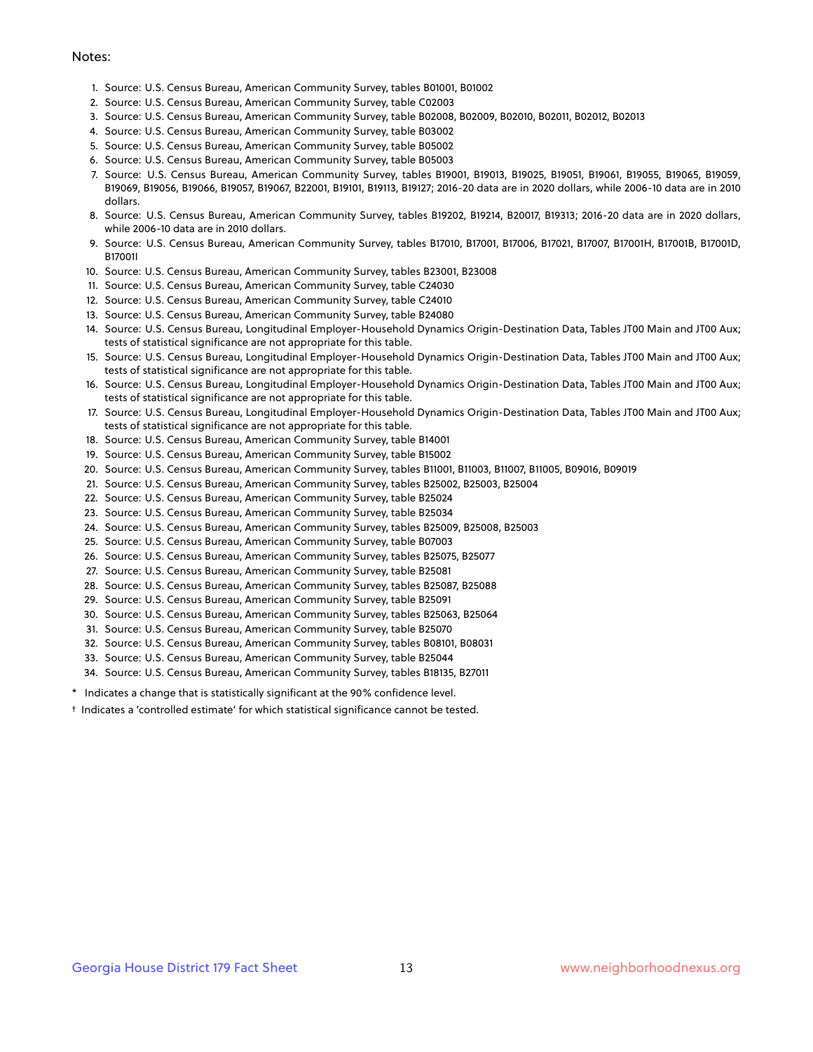Notes:

1. Source: U.S. Census Bureau, American Community Survey, tables B01001, B01002
2. Source: U.S. Census Bureau, American Community Survey, table C02003
3. Source: U.S. Census Bureau, American Community Survey, table B02008, B02009, B02010, B02011, B02012, B02013
4. Source: U.S. Census Bureau, American Community Survey, table B03002
5. Source: U.S. Census Bureau, American Community Survey, table B05002
6. Source: U.S. Census Bureau, American Community Survey, table B05003
7. Source: U.S. Census Bureau, American Community Survey, tables B19001, B19013, B19025, B19051, B19061, B19055, B19065, B19059, B19069, B19056, B19066, B19057, B19067, B22001, B19101, B19113, B19127; 2016-20 data are in 2020 dollars, while 2006-10 data are in 2010 dollars.
8. Source: U.S. Census Bureau, American Community Survey, tables B19202, B19214, B20017, B19313; 2016-20 data are in 2020 dollars, while 2006-10 data are in 2010 dollars.
9. Source: U.S. Census Bureau, American Community Survey, tables B17010, B17001, B17006, B17021, B17007, B17001H, B17001B, B17001D, B17001I
10. Source: U.S. Census Bureau, American Community Survey, tables B23001, B23008
11. Source: U.S. Census Bureau, American Community Survey, table C24030
12. Source: U.S. Census Bureau, American Community Survey, table C24010
13. Source: U.S. Census Bureau, American Community Survey, table B24080
14. Source: U.S. Census Bureau, Longitudinal Employer-Household Dynamics Origin-Destination Data, Tables JT00 Main and JT00 Aux; tests of statistical significance are not appropriate for this table.
15. Source: U.S. Census Bureau, Longitudinal Employer-Household Dynamics Origin-Destination Data, Tables JT00 Main and JT00 Aux; tests of statistical significance are not appropriate for this table.
16. Source: U.S. Census Bureau, Longitudinal Employer-Household Dynamics Origin-Destination Data, Tables JT00 Main and JT00 Aux; tests of statistical significance are not appropriate for this table.
17. Source: U.S. Census Bureau, Longitudinal Employer-Household Dynamics Origin-Destination Data, Tables JT00 Main and JT00 Aux; tests of statistical significance are not appropriate for this table.
18. Source: U.S. Census Bureau, American Community Survey, table B14001
19. Source: U.S. Census Bureau, American Community Survey, table B15002
20. Source: U.S. Census Bureau, American Community Survey, tables B11001, B11003, B11007, B11005, B09016, B09019
21. Source: U.S. Census Bureau, American Community Survey, tables B25002, B25003, B25004
22. Source: U.S. Census Bureau, American Community Survey, table B25024
23. Source: U.S. Census Bureau, American Community Survey, table B25034
24. Source: U.S. Census Bureau, American Community Survey, tables B25009, B25008, B25003
25. Source: U.S. Census Bureau, American Community Survey, table B07003
26. Source: U.S. Census Bureau, American Community Survey, tables B25075, B25077
27. Source: U.S. Census Bureau, American Community Survey, table B25081
28. Source: U.S. Census Bureau, American Community Survey, tables B25087, B25088
29. Source: U.S. Census Bureau, American Community Survey, table B25091
30. Source: U.S. Census Bureau, American Community Survey, tables B25063, B25064
31. Source: U.S. Census Bureau, American Community Survey, table B25070
32. Source: U.S. Census Bureau, American Community Survey, tables B08101, B08031
33. Source: U.S. Census Bureau, American Community Survey, table B25044
34. Source: U.S. Census Bureau, American Community Survey, tables B18135, B27011

\* Indicates a change that is statistically significant at the 90% confidence level.

† Indicates a 'controlled estimate' for which statistical significance cannot be tested.